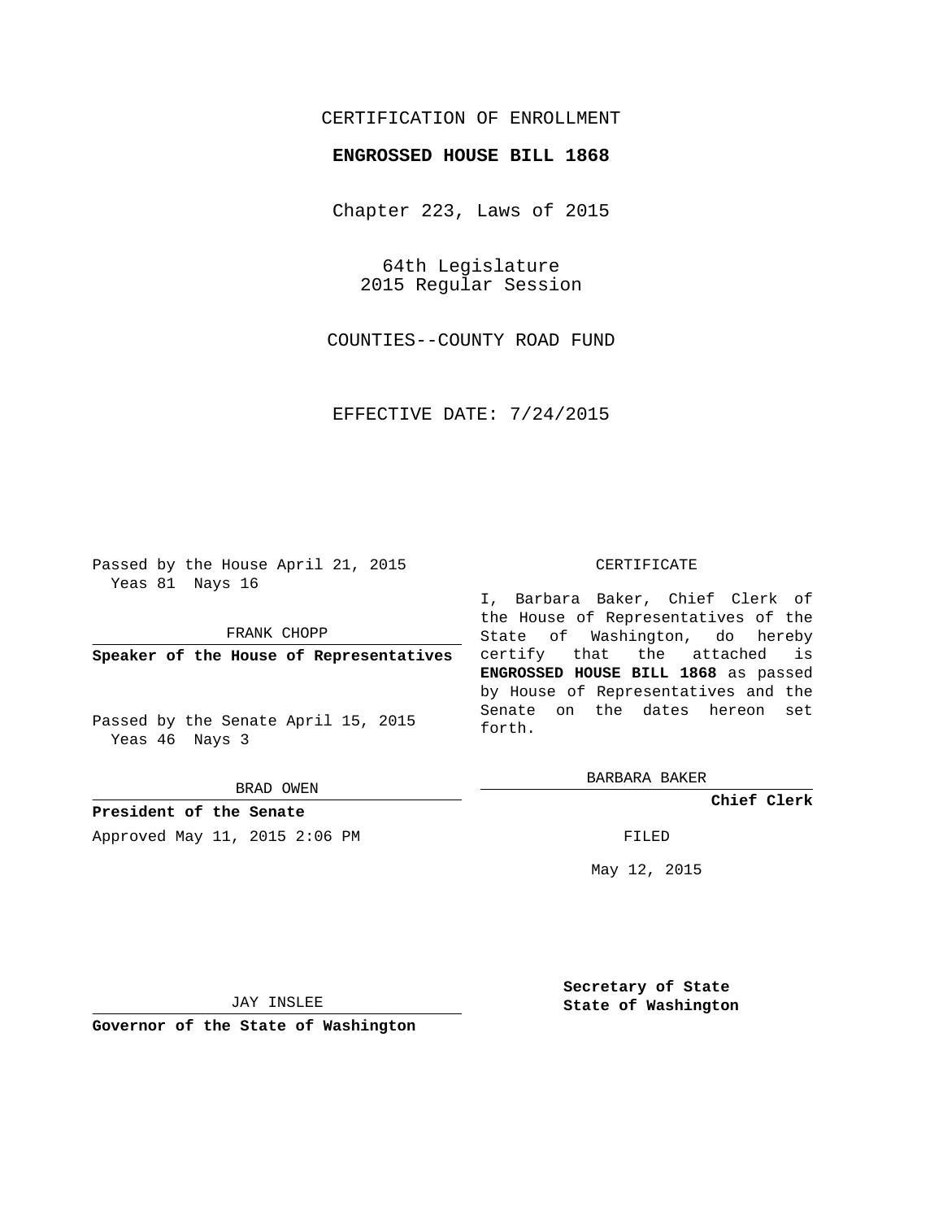CERTIFICATION OF ENROLLMENT

**ENGROSSED HOUSE BILL 1868**

Chapter 223, Laws of 2015

64th Legislature
2015 Regular Session

COUNTIES--COUNTY ROAD FUND

EFFECTIVE DATE: 7/24/2015

Passed by the House April 21, 2015
Yeas 81 Nays 16

FRANK CHOPP

**Speaker of the House of Representatives**

Passed by the Senate April 15, 2015
Yeas 46 Nays 3

BRAD OWEN

**President of the Senate**

Approved May 11, 2015 2:06 PM

JAY INSLEE

**Governor of the State of Washington**

CERTIFICATE

I, Barbara Baker, Chief Clerk of the House of Representatives of the State of Washington, do hereby certify that the attached is **ENGROSSED HOUSE BILL 1868** as passed by House of Representatives and the Senate on the dates hereon set forth.

BARBARA BAKER

**Chief Clerk**

FILED

May 12, 2015

**Secretary of State**
**State of Washington**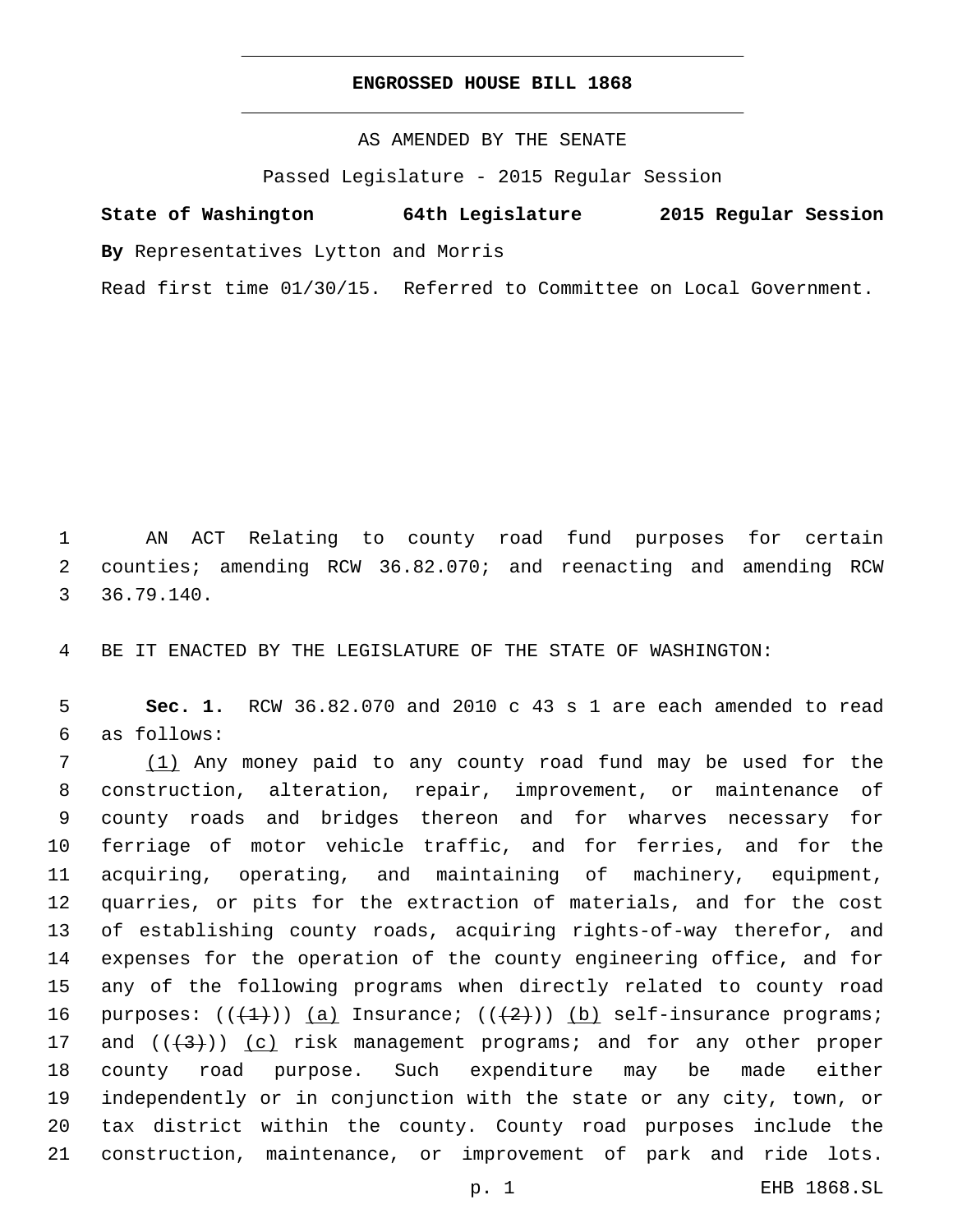**ENGROSSED HOUSE BILL 1868**

AS AMENDED BY THE SENATE

Passed Legislature - 2015 Regular Session

**State of Washington 64th Legislature 2015 Regular Session**

**By** Representatives Lytton and Morris

Read first time 01/30/15. Referred to Committee on Local Government.

1 AN ACT Relating to county road fund purposes for certain
2 counties; amending RCW 36.82.070; and reenacting and amending RCW
3 36.79.140.

4 BE IT ENACTED BY THE LEGISLATURE OF THE STATE OF WASHINGTON:

5 **Sec. 1.** RCW 36.82.070 and 2010 c 43 s 1 are each amended to read
6 as follows:

7 (1) Any money paid to any county road fund may be used for the
8 construction, alteration, repair, improvement, or maintenance of
9 county roads and bridges thereon and for wharves necessary for
10 ferriage of motor vehicle traffic, and for ferries, and for the
11 acquiring, operating, and maintaining of machinery, equipment,
12 quarries, or pits for the extraction of materials, and for the cost
13 of establishing county roads, acquiring rights-of-way therefor, and
14 expenses for the operation of the county engineering office, and for
15 any of the following programs when directly related to county road
16 purposes: ((~~(1)~~)) (a) Insurance; ((~~(2)~~)) (b) self-insurance programs;
17 and ((~~(3)~~)) (c) risk management programs; and for any other proper
18 county road purpose. Such expenditure may be made either
19 independently or in conjunction with the state or any city, town, or
20 tax district within the county. County road purposes include the
21 construction, maintenance, or improvement of park and ride lots.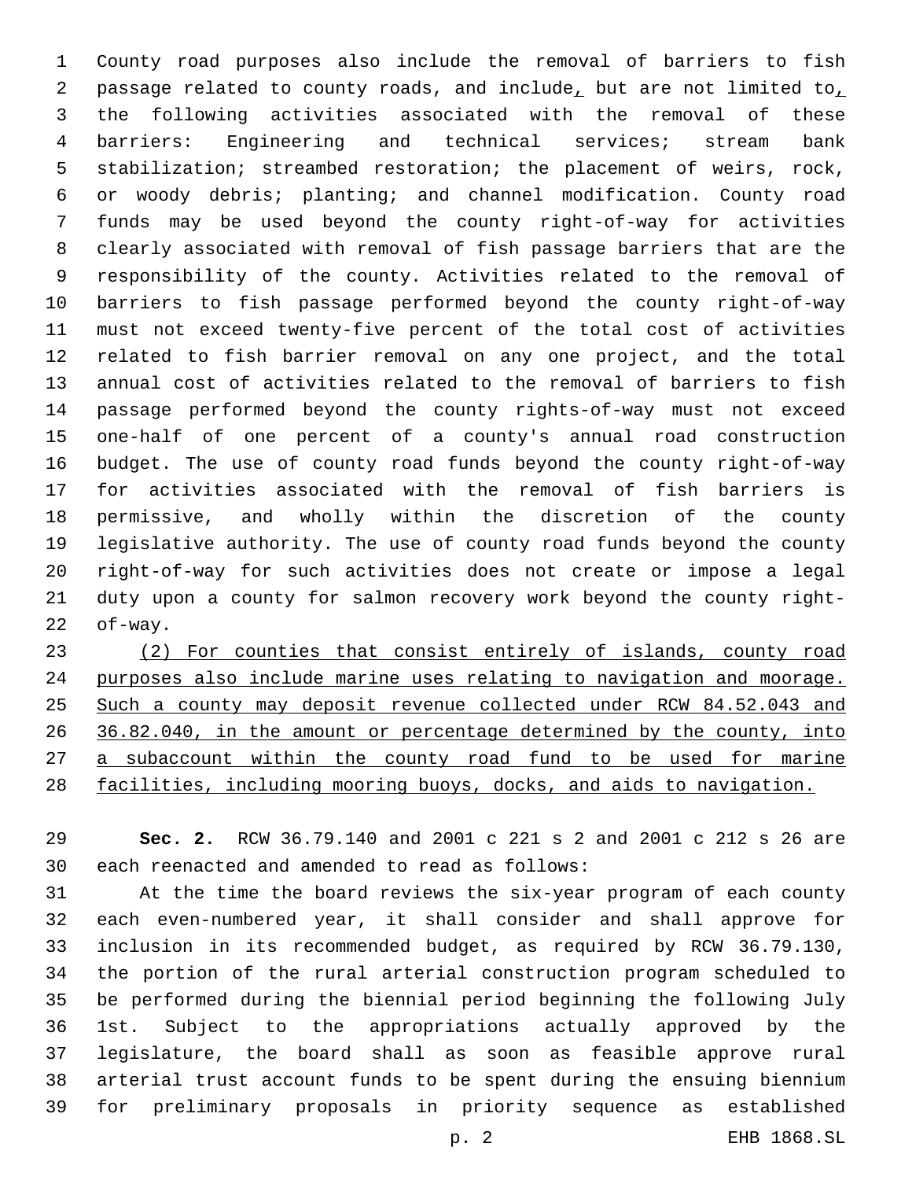County road purposes also include the removal of barriers to fish passage related to county roads, and include, but are not limited to, the following activities associated with the removal of these barriers: Engineering and technical services; stream bank stabilization; streambed restoration; the placement of weirs, rock, or woody debris; planting; and channel modification. County road funds may be used beyond the county right-of-way for activities clearly associated with removal of fish passage barriers that are the responsibility of the county. Activities related to the removal of barriers to fish passage performed beyond the county right-of-way must not exceed twenty-five percent of the total cost of activities related to fish barrier removal on any one project, and the total annual cost of activities related to the removal of barriers to fish passage performed beyond the county rights-of-way must not exceed one-half of one percent of a county's annual road construction budget. The use of county road funds beyond the county right-of-way for activities associated with the removal of fish barriers is permissive, and wholly within the discretion of the county legislative authority. The use of county road funds beyond the county right-of-way for such activities does not create or impose a legal duty upon a county for salmon recovery work beyond the county right-of-way.

<u>(2) For counties that consist entirely of islands, county road purposes also include marine uses relating to navigation and moorage. Such a county may deposit revenue collected under RCW 84.52.043 and 36.82.040, in the amount or percentage determined by the county, into a subaccount within the county road fund to be used for marine facilities, including mooring buoys, docks, and aids to navigation.</u>

**Sec. 2.** RCW 36.79.140 and 2001 c 221 s 2 and 2001 c 212 s 26 are each reenacted and amended to read as follows:

At the time the board reviews the six-year program of each county each even-numbered year, it shall consider and shall approve for inclusion in its recommended budget, as required by RCW 36.79.130, the portion of the rural arterial construction program scheduled to be performed during the biennial period beginning the following July 1st. Subject to the appropriations actually approved by the legislature, the board shall as soon as feasible approve rural arterial trust account funds to be spent during the ensuing biennium for preliminary proposals in priority sequence as established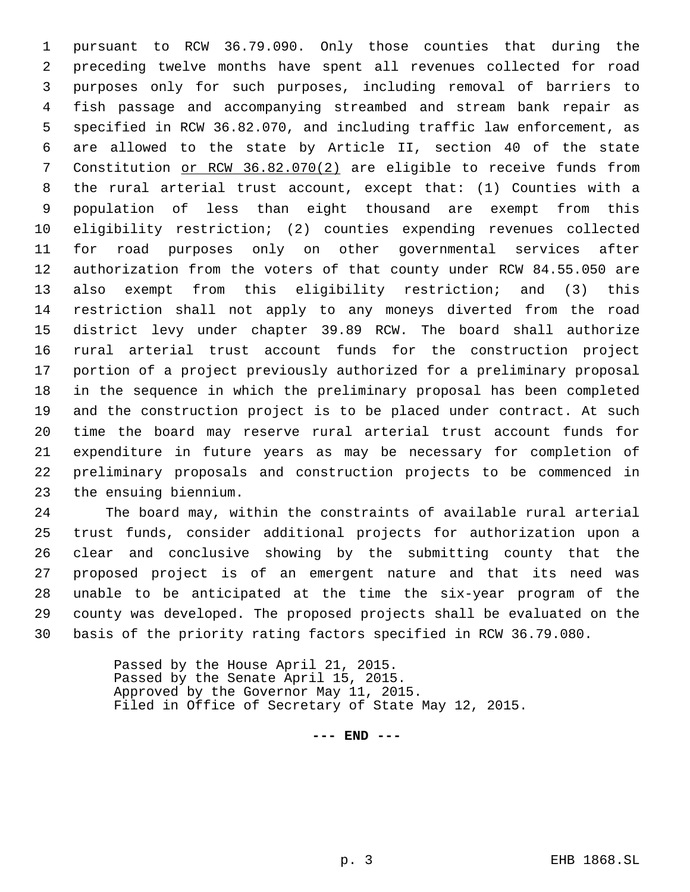pursuant to RCW 36.79.090. Only those counties that during the preceding twelve months have spent all revenues collected for road purposes only for such purposes, including removal of barriers to fish passage and accompanying streambed and stream bank repair as specified in RCW 36.82.070, and including traffic law enforcement, as are allowed to the state by Article II, section 40 of the state Constitution <u>or RCW 36.82.070(2)</u> are eligible to receive funds from the rural arterial trust account, except that: (1) Counties with a population of less than eight thousand are exempt from this eligibility restriction; (2) counties expending revenues collected for road purposes only on other governmental services after authorization from the voters of that county under RCW 84.55.050 are also exempt from this eligibility restriction; and (3) this restriction shall not apply to any moneys diverted from the road district levy under chapter 39.89 RCW. The board shall authorize rural arterial trust account funds for the construction project portion of a project previously authorized for a preliminary proposal in the sequence in which the preliminary proposal has been completed and the construction project is to be placed under contract. At such time the board may reserve rural arterial trust account funds for expenditure in future years as may be necessary for completion of preliminary proposals and construction projects to be commenced in the ensuing biennium.

The board may, within the constraints of available rural arterial trust funds, consider additional projects for authorization upon a clear and conclusive showing by the submitting county that the proposed project is of an emergent nature and that its need was unable to be anticipated at the time the six-year program of the county was developed. The proposed projects shall be evaluated on the basis of the priority rating factors specified in RCW 36.79.080.

Passed by the House April 21, 2015.
Passed by the Senate April 15, 2015.
Approved by the Governor May 11, 2015.
Filed in Office of Secretary of State May 12, 2015.

**--- END ---**